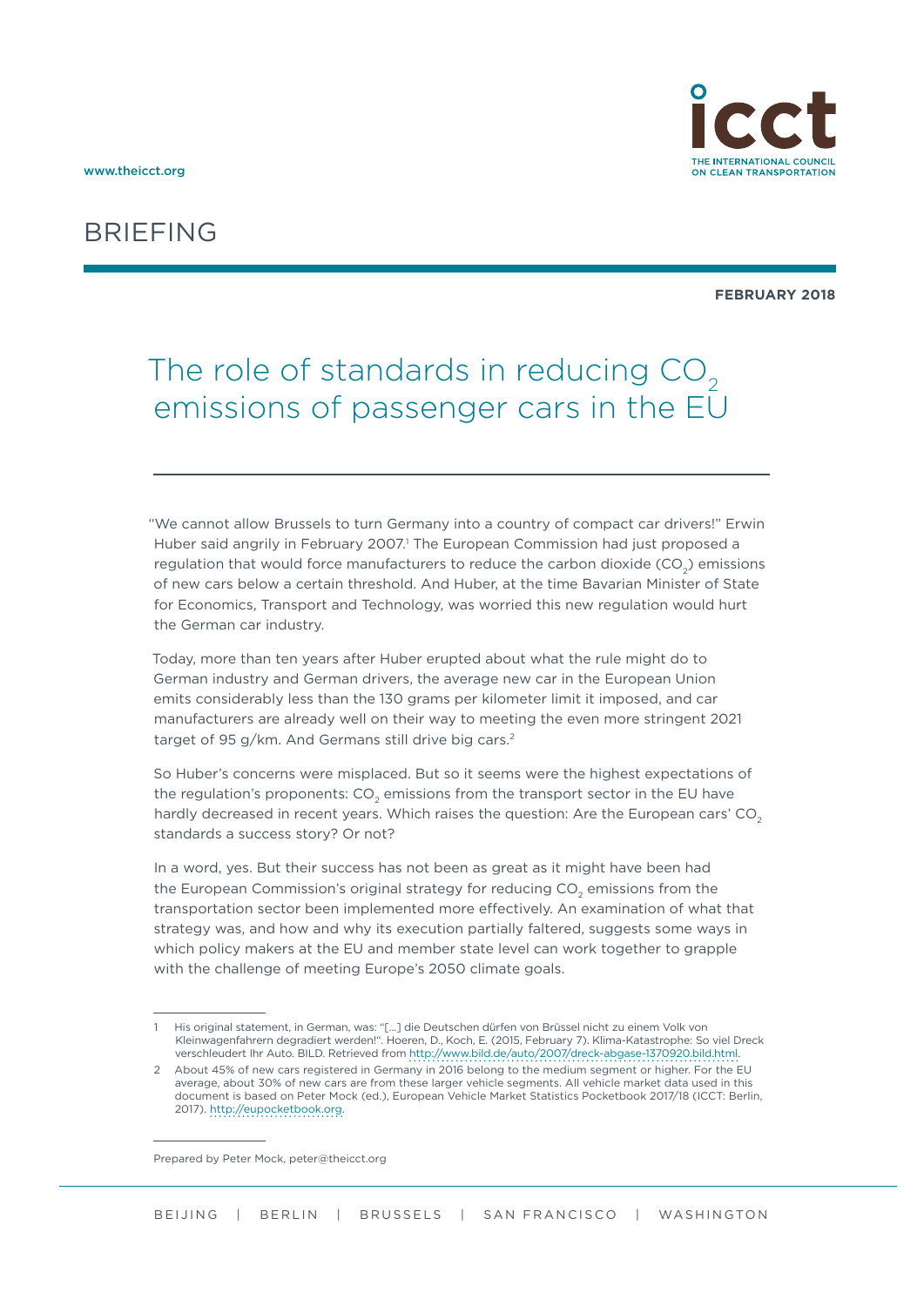www.theicct.org

# BRIEFING

**FEBRUARY 2018**

# The role of standards in reducing $CO_2$ emissions of passenger cars in the EU

"We cannot allow Brussels to turn Germany into a country of compact car drivers!" Erwin Huber said angrily in February 2007.[1] The European Commission had just proposed a regulation that would force manufacturers to reduce the carbon dioxide ($CO_2$) emissions of new cars below a certain threshold. And Huber, at the time Bavarian Minister of State for Economics, Transport and Technology, was worried this new regulation would hurt the German car industry.

Today, more than ten years after Huber erupted about what the rule might do to German industry and German drivers, the average new car in the European Union emits considerably less than the 130 grams per kilometer limit it imposed, and car manufacturers are already well on their way to meeting the even more stringent 2021 target of 95 g/km. And Germans still drive big cars.[2]

So Huber's concerns were misplaced. But so it seems were the highest expectations of the regulation's proponents: $CO_2$ emissions from the transport sector in the EU have hardly decreased in recent years. Which raises the question: Are the European cars' $CO_2$ standards a success story? Or not?

In a word, yes. But their success has not been as great as it might have been had the European Commission's original strategy for reducing $CO_2$ emissions from the transportation sector been implemented more effectively. An examination of what that strategy was, and how and why its execution partially faltered, suggests some ways in which policy makers at the EU and member state level can work together to grapple with the challenge of meeting Europe's 2050 climate goals.

---

1 His original statement, in German, was: "[...] die Deutschen dürfen von Brüssel nicht zu einem Volk von Kleinwagenfahrern degradiert werden!". Hoeren, D., Koch, E. (2015, February 7). Klima-Katastrophe: So viel Dreck verschleudert Ihr Auto. BILD. Retrieved from http://www.bild.de/auto/2007/dreck-abgase-1370920.bild.html.

2 About 45% of new cars registered in Germany in 2016 belong to the medium segment or higher. For the EU average, about 30% of new cars are from these larger vehicle segments. All vehicle market data used in this document is based on Peter Mock (ed.), European Vehicle Market Statistics Pocketbook 2017/18 (ICCT: Berlin, 2017). http://eupocketbook.org.

Prepared by Peter Mock, peter@theicct.org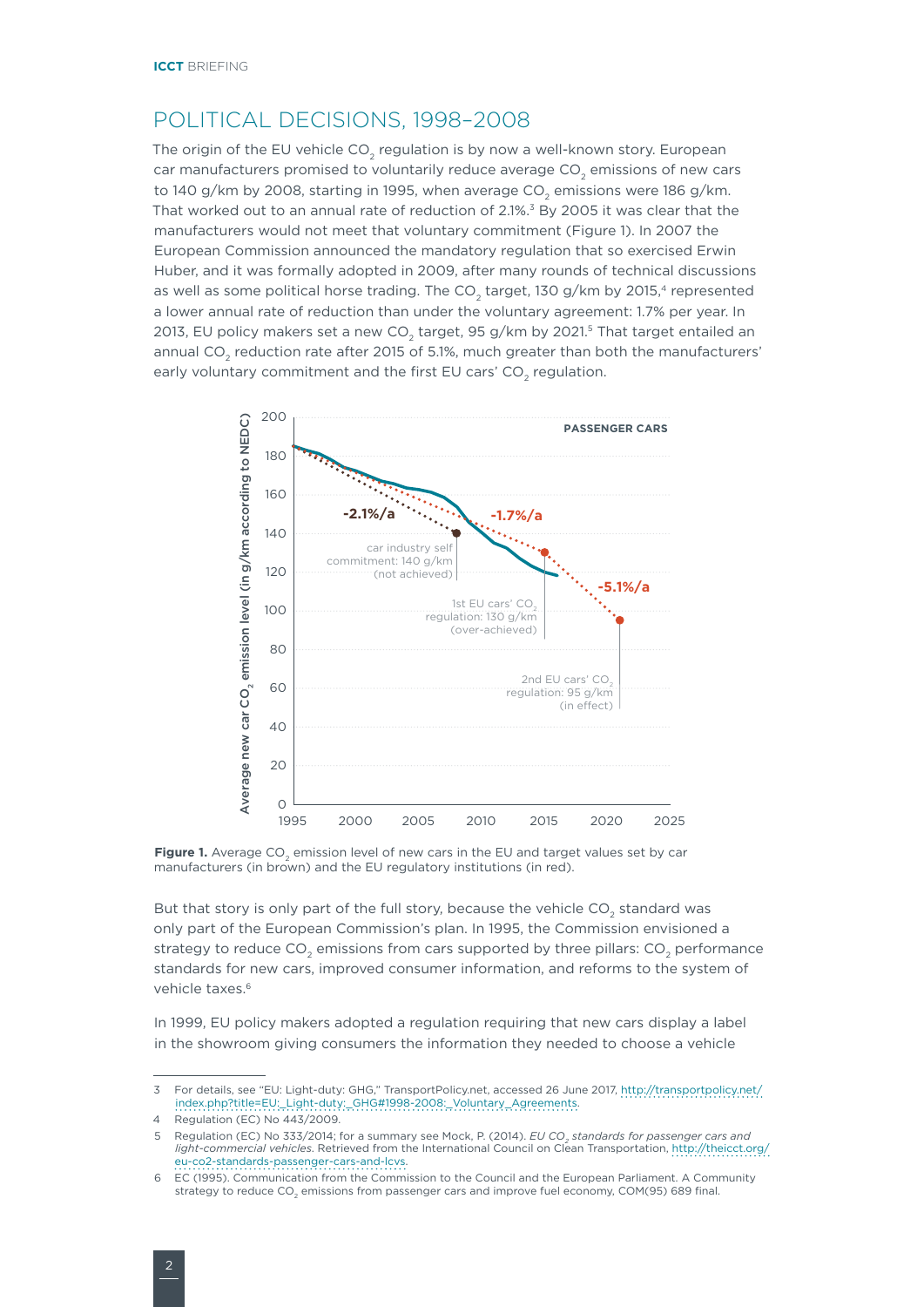## POLITICAL DECISIONS, 1998–2008

The origin of the EU vehicle $CO_2$ regulation is by now a well-known story. European car manufacturers promised to voluntarily reduce average $CO_2$ emissions of new cars to 140 g/km by 2008, starting in 1995, when average $CO_2$ emissions were 186 g/km. That worked out to an annual rate of reduction of 2.1%.[3] By 2005 it was clear that the manufacturers would not meet that voluntary commitment (Figure 1). In 2007 the European Commission announced the mandatory regulation that so exercised Erwin Huber, and it was formally adopted in 2009, after many rounds of technical discussions as well as some political horse trading. The $CO_2$ target, 130 g/km by 2015,[4] represented a lower annual rate of reduction than under the voluntary agreement: 1.7% per year. In 2013, EU policy makers set a new $CO_2$ target, 95 g/km by 2021.[5] That target entailed an annual $CO_2$ reduction rate after 2015 of 5.1%, much greater than both the manufacturers' early voluntary commitment and the first EU cars' $CO_2$ regulation.

**Figure 1.** Average $CO_2$ emission level of new cars in the EU and target values set by car manufacturers (in brown) and the EU regulatory institutions (in red).

But that story is only part of the full story, because the vehicle $CO_2$ standard was only part of the European Commission's plan. In 1995, the Commission envisioned a strategy to reduce $CO_2$ emissions from cars supported by three pillars: $CO_2$ performance standards for new cars, improved consumer information, and reforms to the system of vehicle taxes.[6]

In 1999, EU policy makers adopted a regulation requiring that new cars display a label in the showroom giving consumers the information they needed to choose a vehicle

---

3 For details, see "EU: Light-duty: GHG," TransportPolicy.net, accessed 26 June 2017, http://transportpolicy.net/index.php?title=EU:_Light-duty:_GHG#1998-2008:_Voluntary_Agreements.

4 Regulation (EC) No 443/2009.

5 Regulation (EC) No 333/2014; for a summary see Mock, P. (2014). *EU $CO_2$ standards for passenger cars and light-commercial vehicles*. Retrieved from the International Council on Clean Transportation, http://theicct.org/eu-co2-standards-passenger-cars-and-lcvs.

6 EC (1995). Communication from the Commission to the Council and the European Parliament. A Community strategy to reduce $CO_2$ emissions from passenger cars and improve fuel economy, COM(95) 689 final.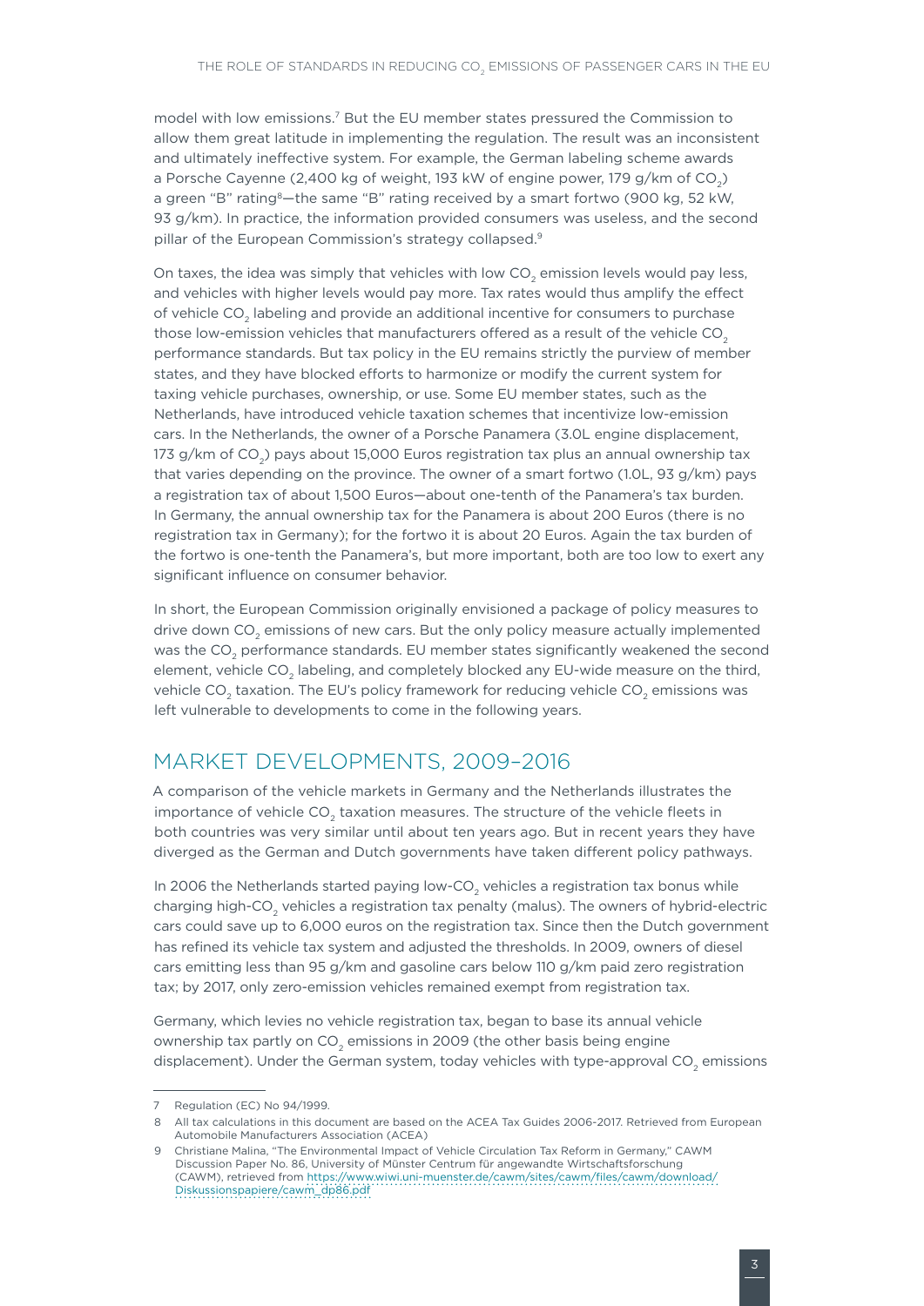model with low emissions.[7] But the EU member states pressured the Commission to allow them great latitude in implementing the regulation. The result was an inconsistent and ultimately ineffective system. For example, the German labeling scheme awards a Porsche Cayenne (2,400 kg of weight, 193 kW of engine power, 179 g/km of $CO_2$) a green "B" rating[8]—the same "B" rating received by a smart fortwo (900 kg, 52 kW, 93 g/km). In practice, the information provided consumers was useless, and the second pillar of the European Commission's strategy collapsed.[9]

On taxes, the idea was simply that vehicles with low $CO_2$ emission levels would pay less, and vehicles with higher levels would pay more. Tax rates would thus amplify the effect of vehicle $CO_2$ labeling and provide an additional incentive for consumers to purchase those low-emission vehicles that manufacturers offered as a result of the vehicle $CO_2$ performance standards. But tax policy in the EU remains strictly the purview of member states, and they have blocked efforts to harmonize or modify the current system for taxing vehicle purchases, ownership, or use. Some EU member states, such as the Netherlands, have introduced vehicle taxation schemes that incentivize low-emission cars. In the Netherlands, the owner of a Porsche Panamera (3.0L engine displacement, 173 g/km of $CO_2$) pays about 15,000 Euros registration tax plus an annual ownership tax that varies depending on the province. The owner of a smart fortwo (1.0L, 93 g/km) pays a registration tax of about 1,500 Euros—about one-tenth of the Panamera's tax burden. In Germany, the annual ownership tax for the Panamera is about 200 Euros (there is no registration tax in Germany); for the fortwo it is about 20 Euros. Again the tax burden of the fortwo is one-tenth the Panamera's, but more important, both are too low to exert any significant influence on consumer behavior.

In short, the European Commission originally envisioned a package of policy measures to drive down $CO_2$ emissions of new cars. But the only policy measure actually implemented was the $CO_2$ performance standards. EU member states significantly weakened the second element, vehicle $CO_2$ labeling, and completely blocked any EU-wide measure on the third, vehicle $CO_2$ taxation. The EU's policy framework for reducing vehicle $CO_2$ emissions was left vulnerable to developments to come in the following years.

## MARKET DEVELOPMENTS, 2009–2016

A comparison of the vehicle markets in Germany and the Netherlands illustrates the importance of vehicle $CO_2$ taxation measures. The structure of the vehicle fleets in both countries was very similar until about ten years ago. But in recent years they have diverged as the German and Dutch governments have taken different policy pathways.

In 2006 the Netherlands started paying low-$CO_2$ vehicles a registration tax bonus while charging high-$CO_2$ vehicles a registration tax penalty (malus). The owners of hybrid-electric cars could save up to 6,000 euros on the registration tax. Since then the Dutch government has refined its vehicle tax system and adjusted the thresholds. In 2009, owners of diesel cars emitting less than 95 g/km and gasoline cars below 110 g/km paid zero registration tax; by 2017, only zero-emission vehicles remained exempt from registration tax.

Germany, which levies no vehicle registration tax, began to base its annual vehicle ownership tax partly on $CO_2$ emissions in 2009 (the other basis being engine displacement). Under the German system, today vehicles with type-approval $CO_2$ emissions

---

7 Regulation (EC) No 94/1999.

8 All tax calculations in this document are based on the ACEA Tax Guides 2006-2017. Retrieved from European Automobile Manufacturers Association (ACEA)

9 Christiane Malina, "The Environmental Impact of Vehicle Circulation Tax Reform in Germany," CAWM Discussion Paper No. 86, University of Münster Centrum für angewandte Wirtschaftsforschung (CAWM), retrieved from https://www.wiwi.uni-muenster.de/cawm/sites/cawm/files/cawm/download/Diskussionspapiere/cawm_dp86.pdf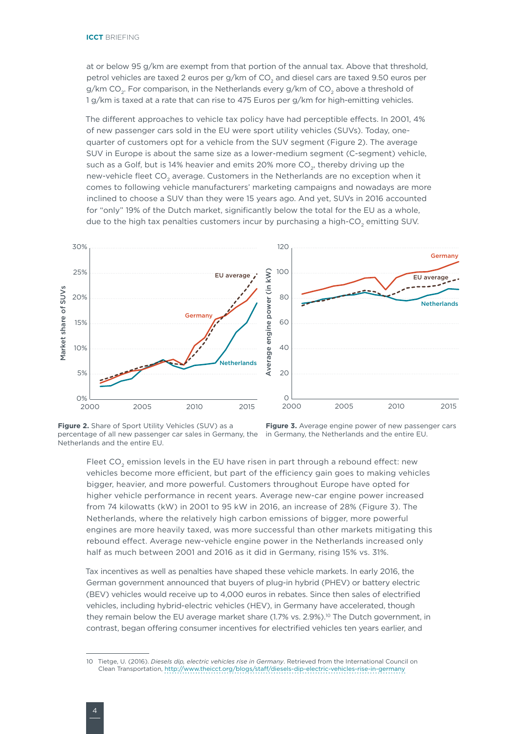at or below 95 g/km are exempt from that portion of the annual tax. Above that threshold, petrol vehicles are taxed 2 euros per g/km of $CO_2$ and diesel cars are taxed 9.50 euros per g/km $CO_2$. For comparison, in the Netherlands every g/km of $CO_2$ above a threshold of 1 g/km is taxed at a rate that can rise to 475 Euros per g/km for high-emitting vehicles.

The different approaches to vehicle tax policy have had perceptible effects. In 2001, 4% of new passenger cars sold in the EU were sport utility vehicles (SUVs). Today, one-quarter of customers opt for a vehicle from the SUV segment (Figure 2). The average SUV in Europe is about the same size as a lower-medium segment (C-segment) vehicle, such as a Golf, but is 14% heavier and emits 20% more $CO_2$, thereby driving up the new-vehicle fleet $CO_2$ average. Customers in the Netherlands are no exception when it comes to following vehicle manufacturers' marketing campaigns and nowadays are more inclined to choose a SUV than they were 15 years ago. And yet, SUVs in 2016 accounted for "only" 19% of the Dutch market, significantly below the total for the EU as a whole, due to the high tax penalties customers incur by purchasing a high-$CO_2$ emitting SUV.

**Figure 2.** Share of Sport Utility Vehicles (SUV) as a percentage of all new passenger car sales in Germany, the Netherlands and the entire EU.

**Figure 3.** Average engine power of new passenger cars in Germany, the Netherlands and the entire EU.

Fleet $CO_2$ emission levels in the EU have risen in part through a rebound effect: new vehicles become more efficient, but part of the efficiency gain goes to making vehicles bigger, heavier, and more powerful. Customers throughout Europe have opted for higher vehicle performance in recent years. Average new-car engine power increased from 74 kilowatts (kW) in 2001 to 95 kW in 2016, an increase of 28% (Figure 3). The Netherlands, where the relatively high carbon emissions of bigger, more powerful engines are more heavily taxed, was more successful than other markets mitigating this rebound effect. Average new-vehicle engine power in the Netherlands increased only half as much between 2001 and 2016 as it did in Germany, rising 15% vs. 31%.

Tax incentives as well as penalties have shaped these vehicle markets. In early 2016, the German government announced that buyers of plug-in hybrid (PHEV) or battery electric (BEV) vehicles would receive up to 4,000 euros in rebates. Since then sales of electrified vehicles, including hybrid-electric vehicles (HEV), in Germany have accelerated, though they remain below the EU average market share (1.7% vs. 2.9%).[10] The Dutch government, in contrast, began offering consumer incentives for electrified vehicles ten years earlier, and

10 Tietge, U. (2016). *Diesels dip, electric vehicles rise in Germany*. Retrieved from the International Council on Clean Transportation, http://www.theicct.org/blogs/staff/diesels-dip-electric-vehicles-rise-in-germany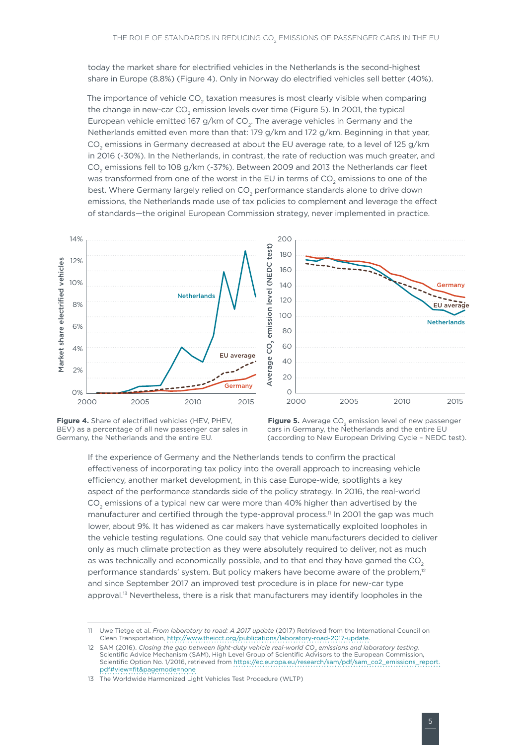today the market share for electrified vehicles in the Netherlands is the second-highest share in Europe (8.8%) (Figure 4). Only in Norway do electrified vehicles sell better (40%).

The importance of vehicle $CO_2$ taxation measures is most clearly visible when comparing the change in new-car $CO_2$ emission levels over time (Figure 5). In 2001, the typical European vehicle emitted 167 g/km of $CO_2$. The average vehicles in Germany and the Netherlands emitted even more than that: 179 g/km and 172 g/km. Beginning in that year, $CO_2$ emissions in Germany decreased at about the EU average rate, to a level of 125 g/km in 2016 (-30%). In the Netherlands, in contrast, the rate of reduction was much greater, and $CO_2$ emissions fell to 108 g/km (-37%). Between 2009 and 2013 the Netherlands car fleet was transformed from one of the worst in the EU in terms of $CO_2$ emissions to one of the best. Where Germany largely relied on $CO_2$ performance standards alone to drive down emissions, the Netherlands made use of tax policies to complement and leverage the effect of standards—the original European Commission strategy, never implemented in practice.

**Figure 4.** Share of electrified vehicles (HEV, PHEV, BEV) as a percentage of all new passenger car sales in Germany, the Netherlands and the entire EU.

**Figure 5.** Average $CO_2$ emission level of new passenger cars in Germany, the Netherlands and the entire EU (according to New European Driving Cycle – NEDC test).

If the experience of Germany and the Netherlands tends to confirm the practical effectiveness of incorporating tax policy into the overall approach to increasing vehicle efficiency, another market development, in this case Europe-wide, spotlights a key aspect of the performance standards side of the policy strategy. In 2016, the real-world $CO_2$ emissions of a typical new car were more than 40% higher than advertised by the manufacturer and certified through the type-approval process.[11] In 2001 the gap was much lower, about 9%. It has widened as car makers have systematically exploited loopholes in the vehicle testing regulations. One could say that vehicle manufacturers decided to deliver only as much climate protection as they were absolutely required to deliver, not as much as was technically and economically possible, and to that end they have gamed the $CO_2$ performance standards' system. But policy makers have become aware of the problem,[12] and since September 2017 an improved test procedure is in place for new-car type approval.[13] Nevertheless, there is a risk that manufacturers may identify loopholes in the

---

11 Uwe Tietge et al. *From laboratory to road: A 2017 update* (2017) Retrieved from the International Council on Clean Transportation, http://www.theicct.org/publications/laboratory-road-2017-update.

12 SAM (2016). *Closing the gap between light-duty vehicle real-world $CO_2$ emissions and laboratory testing*. Scientific Advice Mechanism (SAM), High Level Group of Scientific Advisors to the European Commission, Scientific Option No. 1/2016, retrieved from https://ec.europa.eu/research/sam/pdf/sam_co2_emissions_report.pdf#view=fit&pagemode=none

13 The Worldwide Harmonized Light Vehicles Test Procedure (WLTP)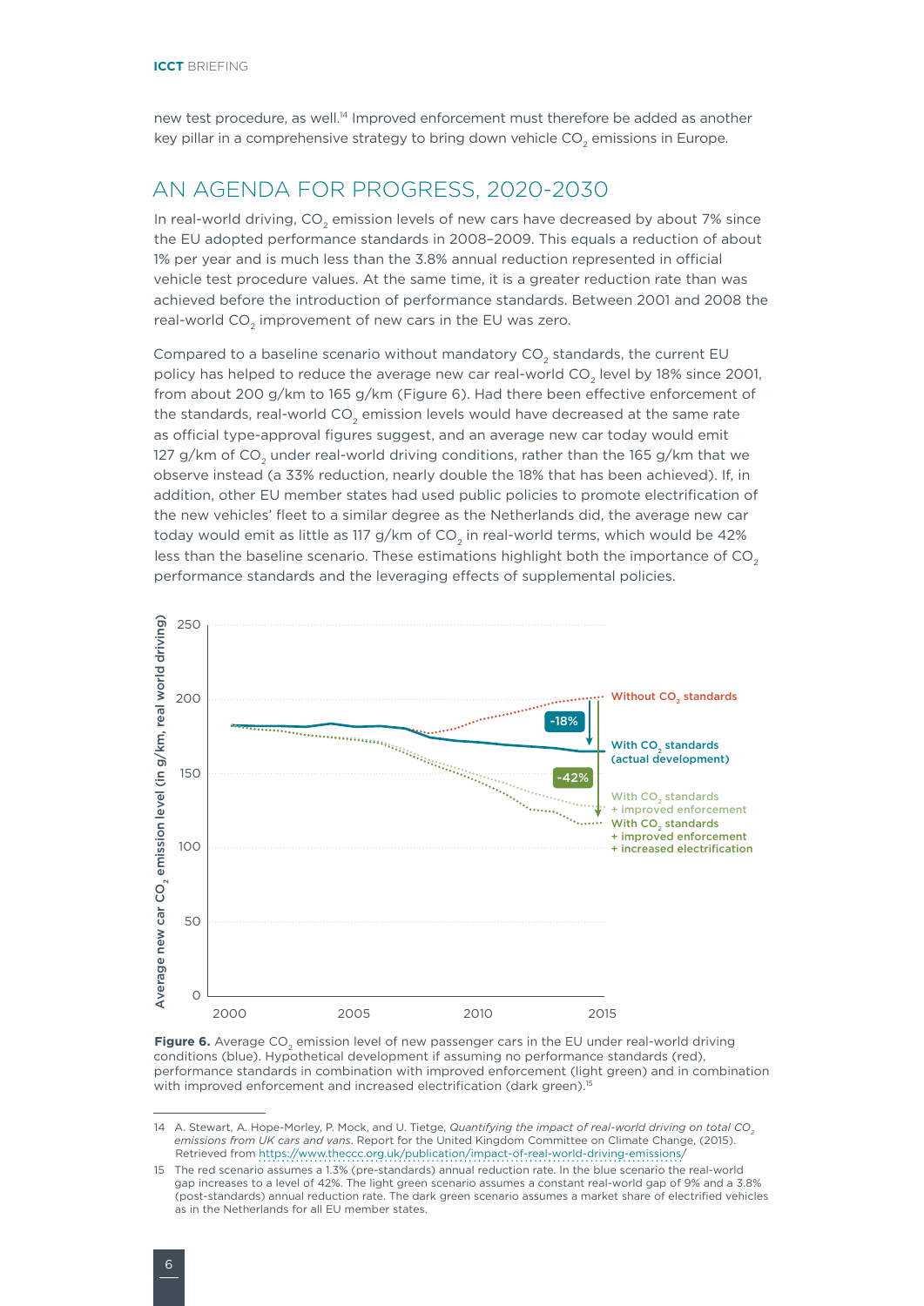new test procedure, as well.[14] Improved enforcement must therefore be added as another key pillar in a comprehensive strategy to bring down vehicle $CO_2$ emissions in Europe.

## AN AGENDA FOR PROGRESS, 2020-2030

In real-world driving, $CO_2$ emission levels of new cars have decreased by about 7% since the EU adopted performance standards in 2008–2009. This equals a reduction of about 1% per year and is much less than the 3.8% annual reduction represented in official vehicle test procedure values. At the same time, it is a greater reduction rate than was achieved before the introduction of performance standards. Between 2001 and 2008 the real-world $CO_2$ improvement of new cars in the EU was zero.

Compared to a baseline scenario without mandatory $CO_2$ standards, the current EU policy has helped to reduce the average new car real-world $CO_2$ level by 18% since 2001, from about 200 g/km to 165 g/km (Figure 6). Had there been effective enforcement of the standards, real-world $CO_2$ emission levels would have decreased at the same rate as official type-approval figures suggest, and an average new car today would emit 127 g/km of $CO_2$ under real-world driving conditions, rather than the 165 g/km that we observe instead (a 33% reduction, nearly double the 18% that has been achieved). If, in addition, other EU member states had used public policies to promote electrification of the new vehicles' fleet to a similar degree as the Netherlands did, the average new car today would emit as little as 117 g/km of $CO_2$ in real-world terms, which would be 42% less than the baseline scenario. These estimations highlight both the importance of $CO_2$ performance standards and the leveraging effects of supplemental policies.

**Figure 6.** Average $CO_2$ emission level of new passenger cars in the EU under real-world driving conditions (blue). Hypothetical development if assuming no performance standards (red), performance standards in combination with improved enforcement (light green) and in combination with improved enforcement and increased electrification (dark green).[15]

---

14 A. Stewart, A. Hope-Morley, P. Mock, and U. Tietge, *Quantifying the impact of real-world driving on total $CO_2$ emissions from UK cars and vans*. Report for the United Kingdom Committee on Climate Change, (2015). Retrieved from https://www.theccc.org.uk/publication/impact-of-real-world-driving-emissions/

15 The red scenario assumes a 1.3% (pre-standards) annual reduction rate. In the blue scenario the real-world gap increases to a level of 42%. The light green scenario assumes a constant real-world gap of 9% and a 3.8% (post-standards) annual reduction rate. The dark green scenario assumes a market share of electrified vehicles as in the Netherlands for all EU member states.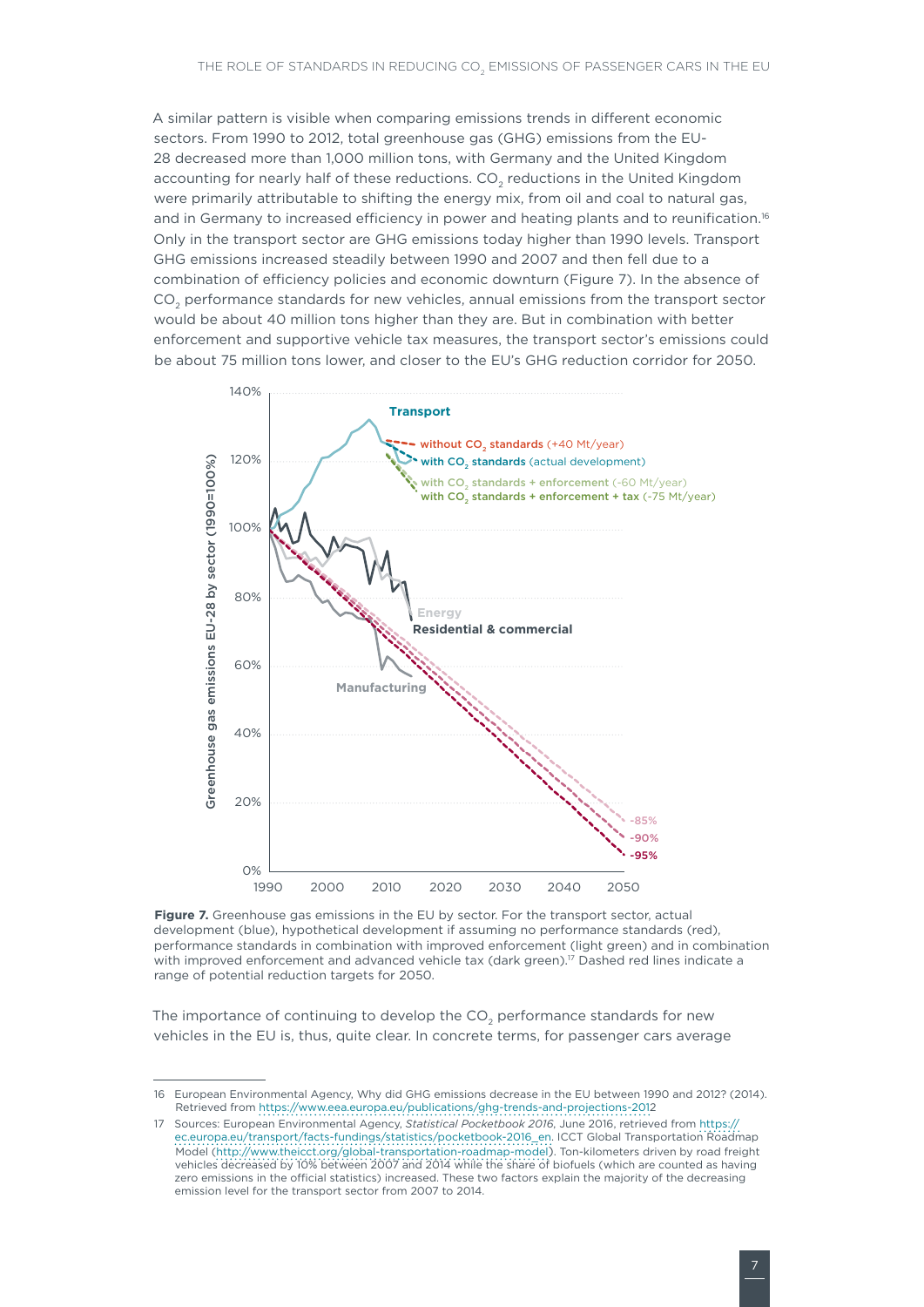A similar pattern is visible when comparing emissions trends in different economic sectors. From 1990 to 2012, total greenhouse gas (GHG) emissions from the EU-28 decreased more than 1,000 million tons, with Germany and the United Kingdom accounting for nearly half of these reductions. $CO_2$ reductions in the United Kingdom were primarily attributable to shifting the energy mix, from oil and coal to natural gas, and in Germany to increased efficiency in power and heating plants and to reunification.[16] Only in the transport sector are GHG emissions today higher than 1990 levels. Transport GHG emissions increased steadily between 1990 and 2007 and then fell due to a combination of efficiency policies and economic downturn (Figure 7). In the absence of $CO_2$ performance standards for new vehicles, annual emissions from the transport sector would be about 40 million tons higher than they are. But in combination with better enforcement and supportive vehicle tax measures, the transport sector's emissions could be about 75 million tons lower, and closer to the EU's GHG reduction corridor for 2050.

**Figure 7.** Greenhouse gas emissions in the EU by sector. For the transport sector, actual development (blue), hypothetical development if assuming no performance standards (red), performance standards in combination with improved enforcement (light green) and in combination with improved enforcement and advanced vehicle tax (dark green).[17] Dashed red lines indicate a range of potential reduction targets for 2050.

The importance of continuing to develop the $CO_2$ performance standards for new vehicles in the EU is, thus, quite clear. In concrete terms, for passenger cars average

---

16 European Environmental Agency, Why did GHG emissions decrease in the EU between 1990 and 2012? (2014). Retrieved from https://www.eea.europa.eu/publications/ghg-trends-and-projections-2012

17 Sources: European Environmental Agency, *Statistical Pocketbook 2016*, June 2016, retrieved from https://ec.europa.eu/transport/facts-fundings/statistics/pocketbook-2016_en. ICCT Global Transportation Roadmap Model (http://www.theicct.org/global-transportation-roadmap-model). Ton-kilometers driven by road freight vehicles decreased by 10% between 2007 and 2014 while the share of biofuels (which are counted as having zero emissions in the official statistics) increased. These two factors explain the majority of the decreasing emission level for the transport sector from 2007 to 2014.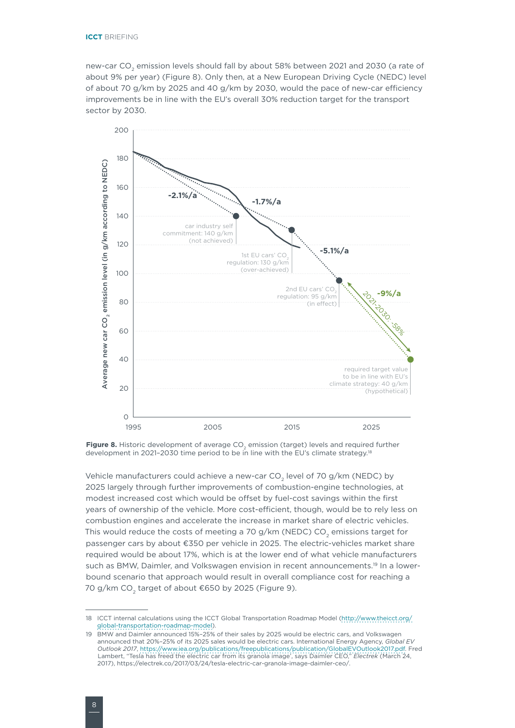new-car $CO_2$ emission levels should fall by about 58% between 2021 and 2030 (a rate of about 9% per year) (Figure 8). Only then, at a New European Driving Cycle (NEDC) level of about 70 g/km by 2025 and 40 g/km by 2030, would the pace of new-car efficiency improvements be in line with the EU's overall 30% reduction target for the transport sector by 2030.

**Figure 8.** Historic development of average $CO_2$ emission (target) levels and required further development in 2021–2030 time period to be in line with the EU's climate strategy.[18]

Vehicle manufacturers could achieve a new-car $CO_2$ level of 70 g/km (NEDC) by 2025 largely through further improvements of combustion-engine technologies, at modest increased cost which would be offset by fuel-cost savings within the first years of ownership of the vehicle. More cost-efficient, though, would be to rely less on combustion engines and accelerate the increase in market share of electric vehicles. This would reduce the costs of meeting a 70 g/km (NEDC) $CO_2$ emissions target for passenger cars by about €350 per vehicle in 2025. The electric-vehicles market share required would be about 17%, which is at the lower end of what vehicle manufacturers such as BMW, Daimler, and Volkswagen envision in recent announcements.[19] In a lower-bound scenario that approach would result in overall compliance cost for reaching a 70 g/km $CO_2$ target of about €650 by 2025 (Figure 9).

---

18 ICCT internal calculations using the ICCT Global Transportation Roadmap Model (http://www.theicct.org/global-transportation-roadmap-model).

19 BMW and Daimler announced 15%–25% of their sales by 2025 would be electric cars, and Volkswagen announced that 20%–25% of its 2025 sales would be electric cars. International Energy Agency, *Global EV Outlook 2017*, https://www.iea.org/publications/freepublications/publication/GlobalEVOutlook2017.pdf. Fred Lambert, "Tesla has freed the electric car from its granola image', says Daimler CEO," *Electrek* (March 24, 2017), https://electrek.co/2017/03/24/tesla-electric-car-granola-image-daimler-ceo/.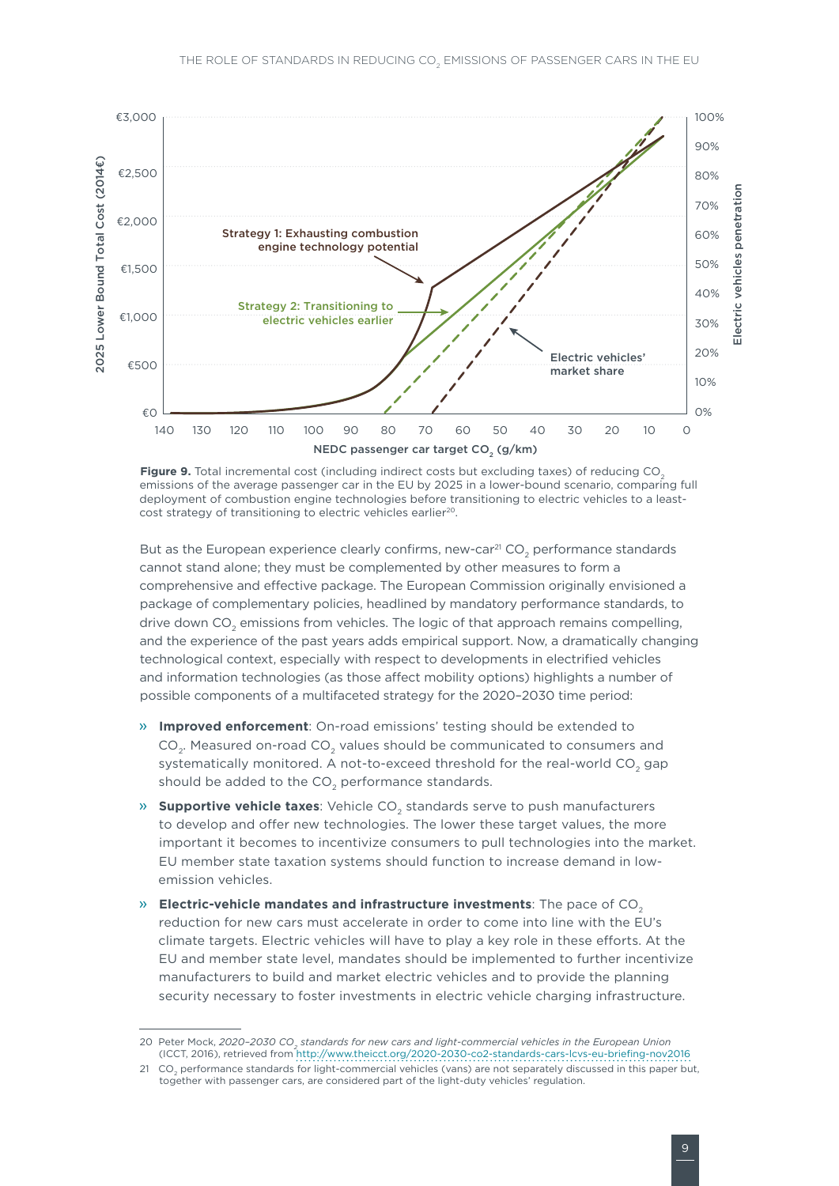**Figure 9.** Total incremental cost (including indirect costs but excluding taxes) of reducing $CO_2$ emissions of the average passenger car in the EU by 2025 in a lower-bound scenario, comparing full deployment of combustion engine technologies before transitioning to electric vehicles to a least-cost strategy of transitioning to electric vehicles earlier[20].

But as the European experience clearly confirms, new-car[21] $CO_2$ performance standards cannot stand alone; they must be complemented by other measures to form a comprehensive and effective package. The European Commission originally envisioned a package of complementary policies, headlined by mandatory performance standards, to drive down $CO_2$ emissions from vehicles. The logic of that approach remains compelling, and the experience of the past years adds empirical support. Now, a dramatically changing technological context, especially with respect to developments in electrified vehicles and information technologies (as those affect mobility options) highlights a number of possible components of a multifaceted strategy for the 2020–2030 time period:

- **Improved enforcement**: On-road emissions' testing should be extended to $CO_2$. Measured on-road $CO_2$ values should be communicated to consumers and systematically monitored. A not-to-exceed threshold for the real-world $CO_2$ gap should be added to the $CO_2$ performance standards.
- **Supportive vehicle taxes**: Vehicle $CO_2$ standards serve to push manufacturers to develop and offer new technologies. The lower these target values, the more important it becomes to incentivize consumers to pull technologies into the market. EU member state taxation systems should function to increase demand in low-emission vehicles.
- **Electric-vehicle mandates and infrastructure investments**: The pace of $CO_2$ reduction for new cars must accelerate in order to come into line with the EU's climate targets. Electric vehicles will have to play a key role in these efforts. At the EU and member state level, mandates should be implemented to further incentivize manufacturers to build and market electric vehicles and to provide the planning security necessary to foster investments in electric vehicle charging infrastructure.

---

20 Peter Mock, *2020–2030 $CO_2$ standards for new cars and light-commercial vehicles in the European Union* (ICCT, 2016), retrieved from http://www.theicct.org/2020-2030-co2-standards-cars-lcvs-eu-briefing-nov2016

21 $CO_2$ performance standards for light-commercial vehicles (vans) are not separately discussed in this paper but, together with passenger cars, are considered part of the light-duty vehicles' regulation.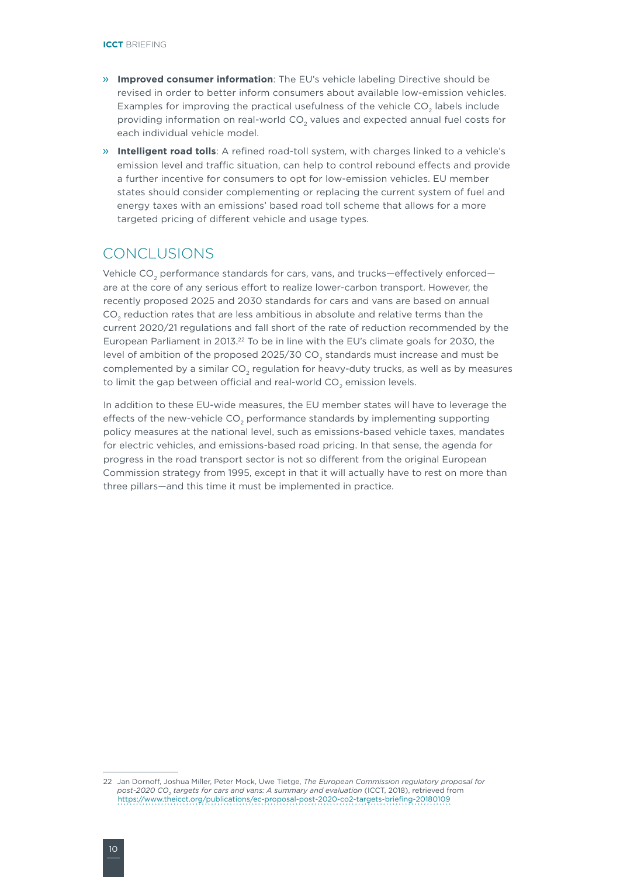- **Improved consumer information**: The EU's vehicle labeling Directive should be revised in order to better inform consumers about available low-emission vehicles. Examples for improving the practical usefulness of the vehicle $CO_2$ labels include providing information on real-world $CO_2$ values and expected annual fuel costs for each individual vehicle model.
- **Intelligent road tolls**: A refined road-toll system, with charges linked to a vehicle's emission level and traffic situation, can help to control rebound effects and provide a further incentive for consumers to opt for low-emission vehicles. EU member states should consider complementing or replacing the current system of fuel and energy taxes with an emissions' based road toll scheme that allows for a more targeted pricing of different vehicle and usage types.

## CONCLUSIONS

Vehicle $CO_2$ performance standards for cars, vans, and trucks—effectively enforced—are at the core of any serious effort to realize lower-carbon transport. However, the recently proposed 2025 and 2030 standards for cars and vans are based on annual $CO_2$ reduction rates that are less ambitious in absolute and relative terms than the current 2020/21 regulations and fall short of the rate of reduction recommended by the European Parliament in 2013.[22] To be in line with the EU's climate goals for 2030, the level of ambition of the proposed 2025/30 $CO_2$ standards must increase and must be complemented by a similar $CO_2$ regulation for heavy-duty trucks, as well as by measures to limit the gap between official and real-world $CO_2$ emission levels.

In addition to these EU-wide measures, the EU member states will have to leverage the effects of the new-vehicle $CO_2$ performance standards by implementing supporting policy measures at the national level, such as emissions-based vehicle taxes, mandates for electric vehicles, and emissions-based road pricing. In that sense, the agenda for progress in the road transport sector is not so different from the original European Commission strategy from 1995, except in that it will actually have to rest on more than three pillars—and this time it must be implemented in practice.

---

22 Jan Dornoff, Joshua Miller, Peter Mock, Uwe Tietge, *The European Commission regulatory proposal for post-2020 $CO_2$ targets for cars and vans: A summary and evaluation* (ICCT, 2018), retrieved from https://www.theicct.org/publications/ec-proposal-post-2020-co2-targets-briefing-20180109